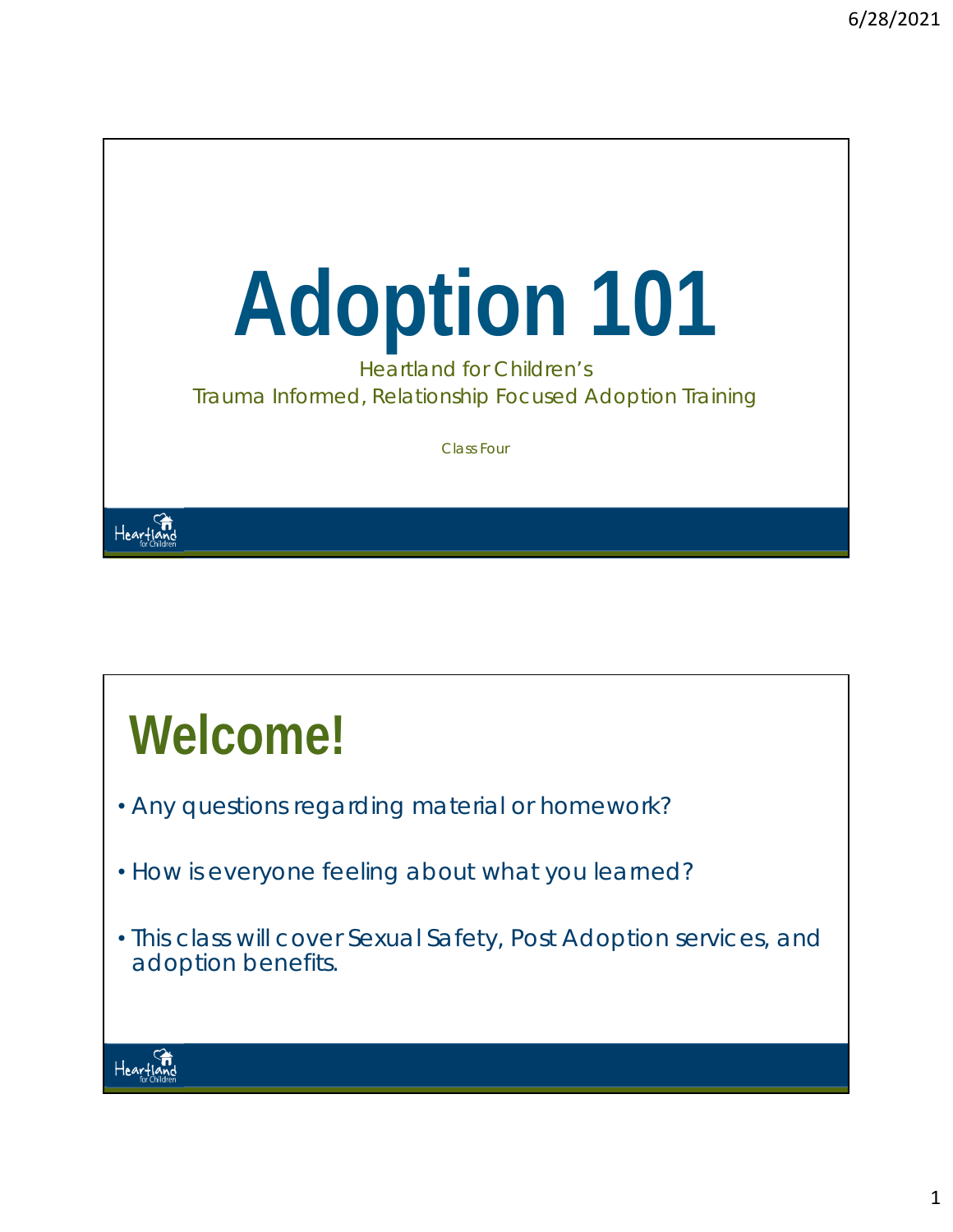# Adoption 101

Heartland for Children's

Trauma Informed, Relationship Focused Adoption Training

Class Four

## Welcome!

- Any questions regarding material or homework?
- How is everyone feeling about what you learned?
- This class will cover Sexual Safety, Post Adoption services, and adoption benefits.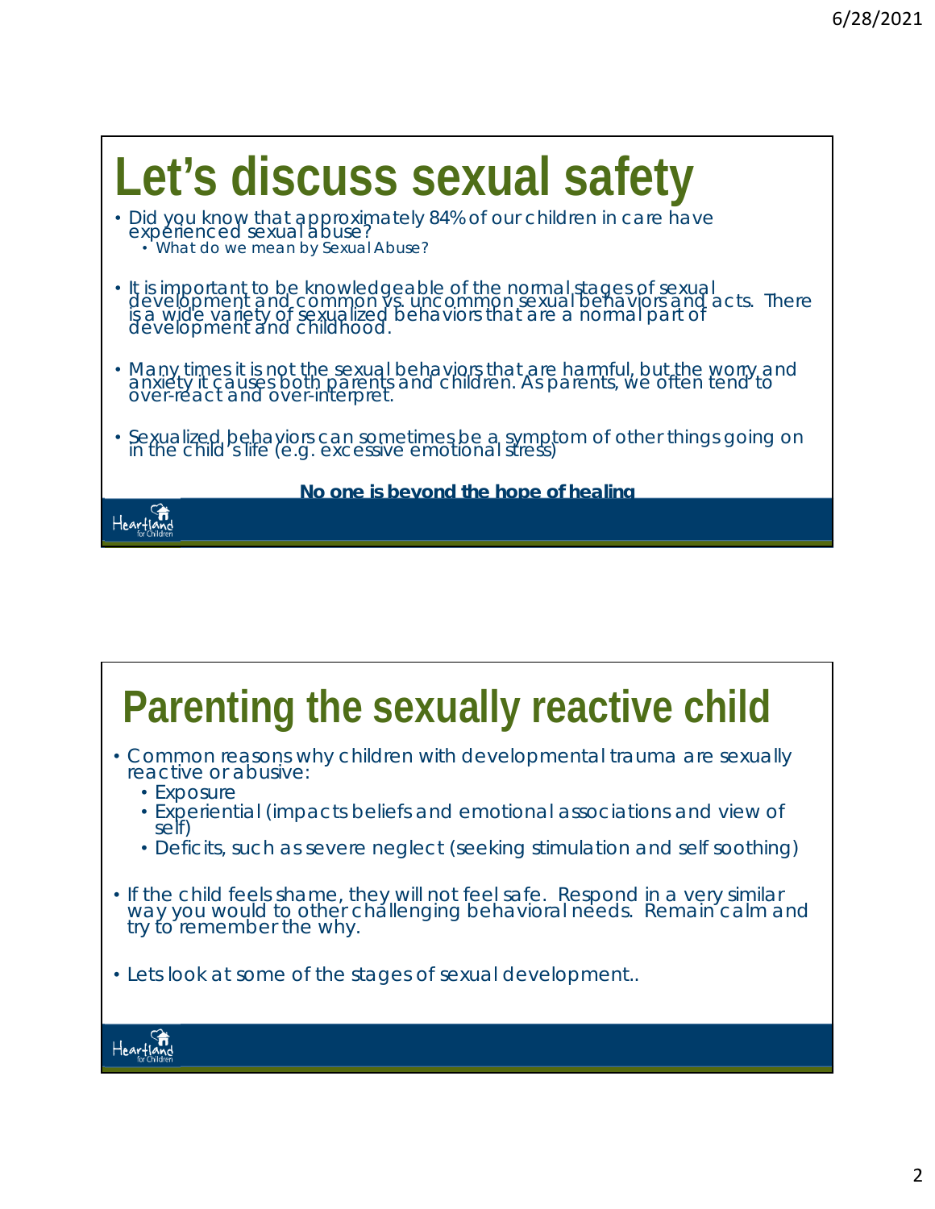# Let's discuss sexual safety

- Did you know that approximately 84% of our children in care have experienced sexual abuse?
  - What do we mean by Sexual Abuse?
- It is important to be knowledgeable of the normal stages of sexual development and common vs. uncommon sexual behaviors and acts. There is a wide variety of sexualized behaviors that are a normal part of development and childhood.
- Many times it is not the sexual behaviors that are harmful, but the worry and anxiety it causes both parents and children. As parents, we often tend to over-react and over-interpret.
- Sexualized behaviors can sometimes be a symptom of other things going on in the child's life (e.g. excessive emotional stress)

**No one is beyond the hope of healing**

# Parenting the sexually reactive child

- Common reasons why children with developmental trauma are sexually reactive or abusive:
  - Exposure
  - Experiential (impacts beliefs and emotional associations and view of self)
  - Deficits, such as severe neglect (seeking stimulation and self soothing)
- If the child feels shame, they will not feel safe. Respond in a very similar way you would to other challenging behavioral needs. Remain calm and try to remember the why.
- Lets look at some of the stages of sexual development..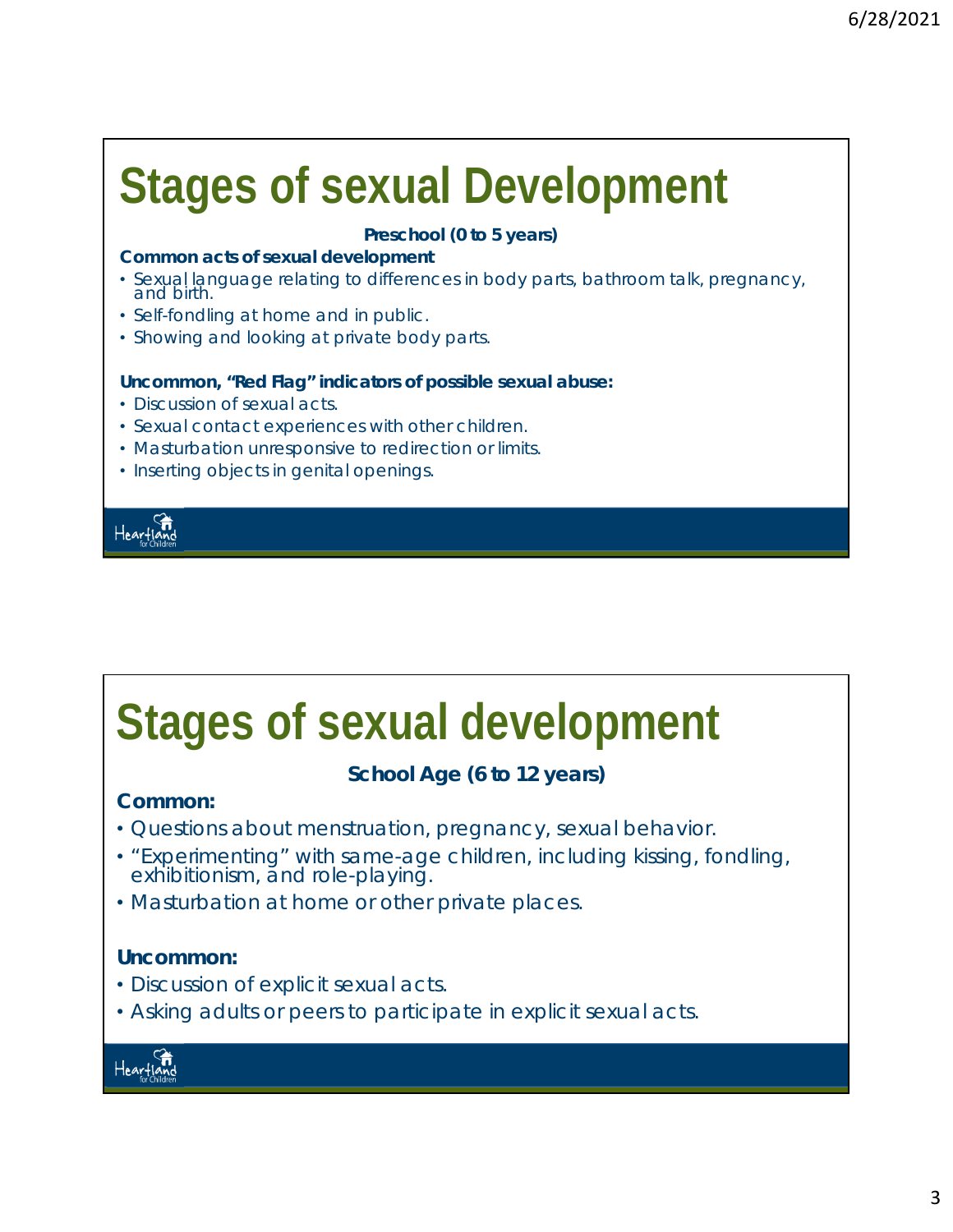# Stages of sexual Development

**Preschool (0 to 5 years)**

**Common acts of sexual development**

- Sexual language relating to differences in body parts, bathroom talk, pregnancy, and birth.
- Self-fondling at home and in public.
- Showing and looking at private body parts.

**Uncommon, "Red Flag" indicators of possible sexual abuse:**

- Discussion of sexual acts.
- Sexual contact experiences with other children.
- Masturbation unresponsive to redirection or limits.
- Inserting objects in genital openings.

Heartland for Children

# Stages of sexual development

**School Age (6 to 12 years)**

**Common:**

- Questions about menstruation, pregnancy, sexual behavior.
- "Experimenting" with same-age children, including kissing, fondling, exhibitionism, and role-playing.
- Masturbation at home or other private places.

**Uncommon:**

- Discussion of explicit sexual acts.
- Asking adults or peers to participate in explicit sexual acts.

Heartland for Children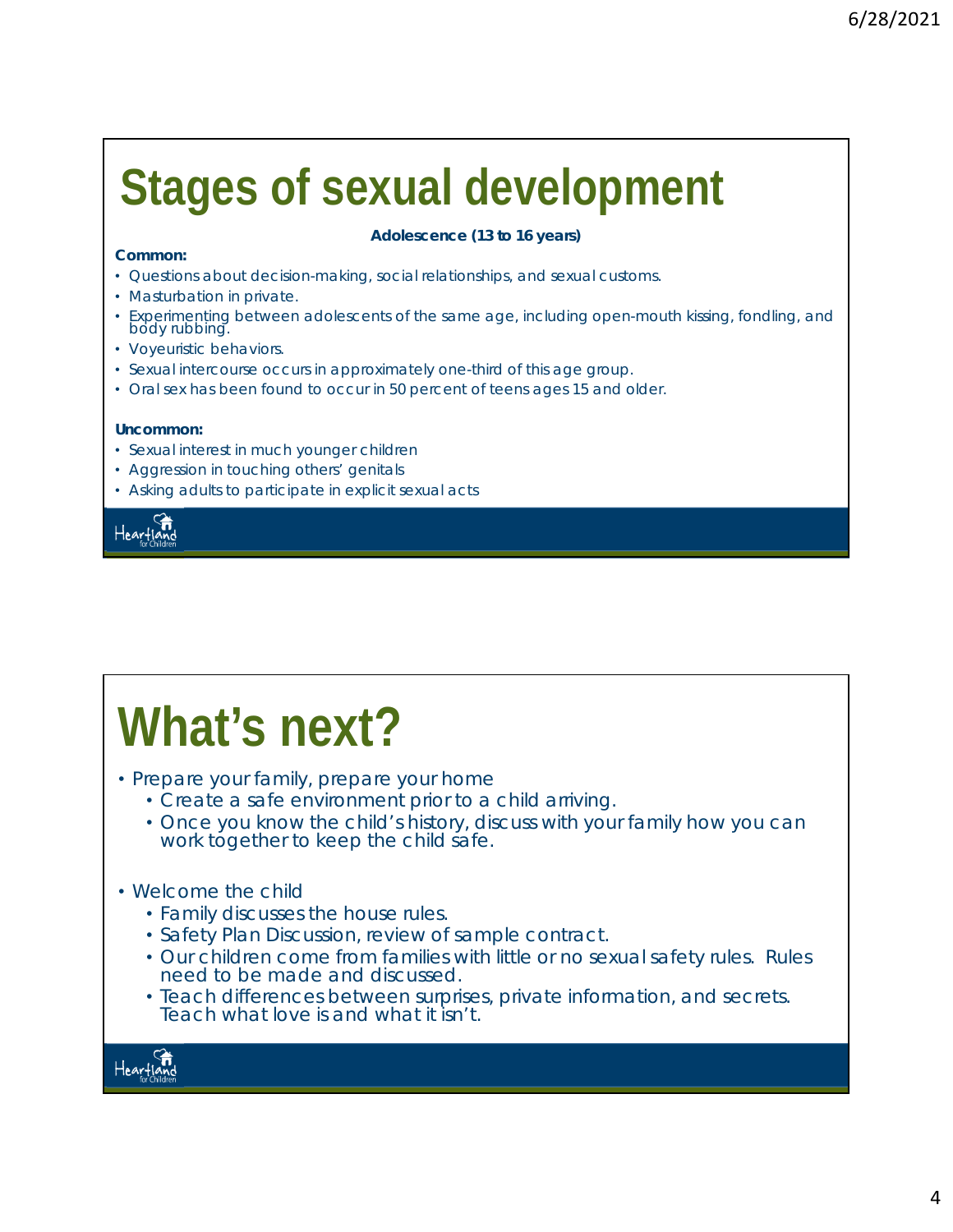# Stages of sexual development

**Adolescence (13 to 16 years)**

**Common:**

- Questions about decision-making, social relationships, and sexual customs.
- Masturbation in private.
- Experimenting between adolescents of the same age, including open-mouth kissing, fondling, and body rubbing.
- Voyeuristic behaviors.
- Sexual intercourse occurs in approximately one-third of this age group.
- Oral sex has been found to occur in 50 percent of teens ages 15 and older.

**Uncommon:**

- Sexual interest in much younger children
- Aggression in touching others' genitals
- Asking adults to participate in explicit sexual acts

Heartland for Children

# What's next?

- Prepare your family, prepare your home
  - Create a safe environment prior to a child arriving.
  - Once you know the child's history, discuss with your family how you can work together to keep the child safe.
- Welcome the child
  - Family discusses the house rules.
  - Safety Plan Discussion, review of sample contract.
  - Our children come from families with little or no sexual safety rules. Rules need to be made and discussed.
  - Teach differences between surprises, private information, and secrets. Teach what love is and what it isn't.

Heartland for Children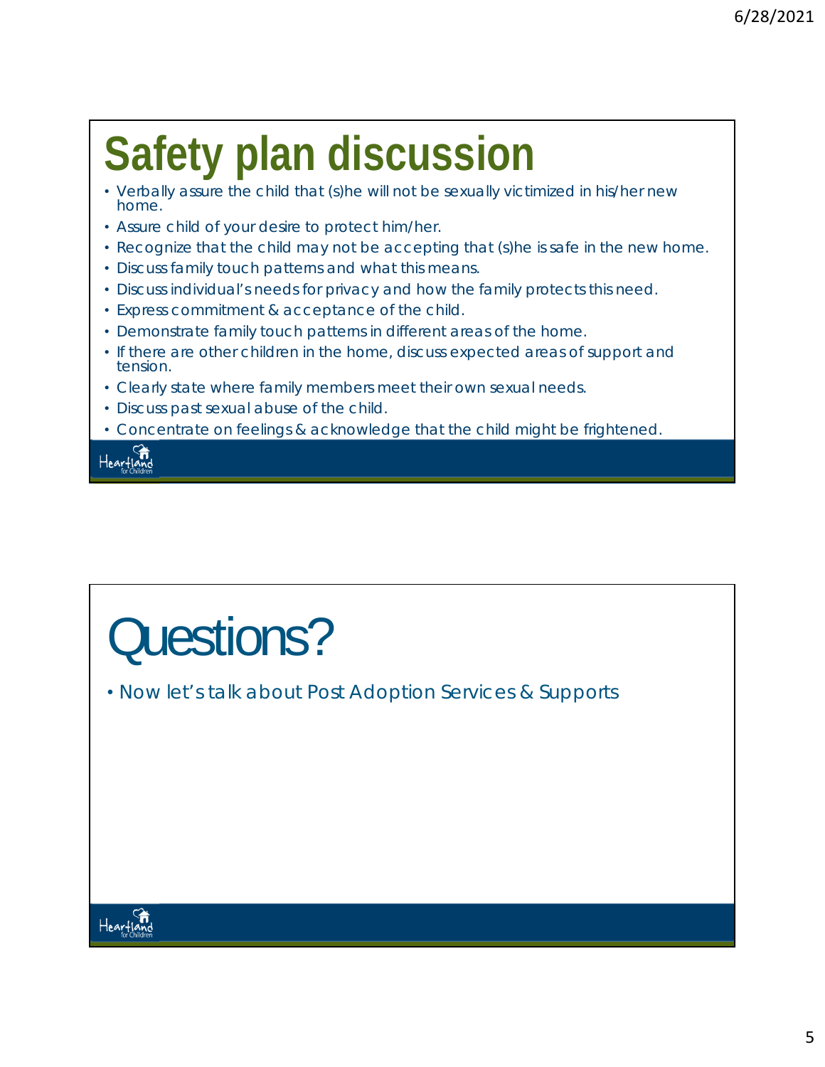# Safety plan discussion

- Verbally assure the child that (s)he will not be sexually victimized in his/her new home.
- Assure child of your desire to protect him/her.
- Recognize that the child may not be accepting that (s)he is safe in the new home.
- Discuss family touch patterns and what this means.
- Discuss individual's needs for privacy and how the family protects this need.
- Express commitment & acceptance of the child.
- Demonstrate family touch patterns in different areas of the home.
- If there are other children in the home, discuss expected areas of support and tension.
- Clearly state where family members meet their own sexual needs.
- Discuss past sexual abuse of the child.
- Concentrate on feelings & acknowledge that the child might be frightened.

# Questions?

- Now let's talk about Post Adoption Services & Supports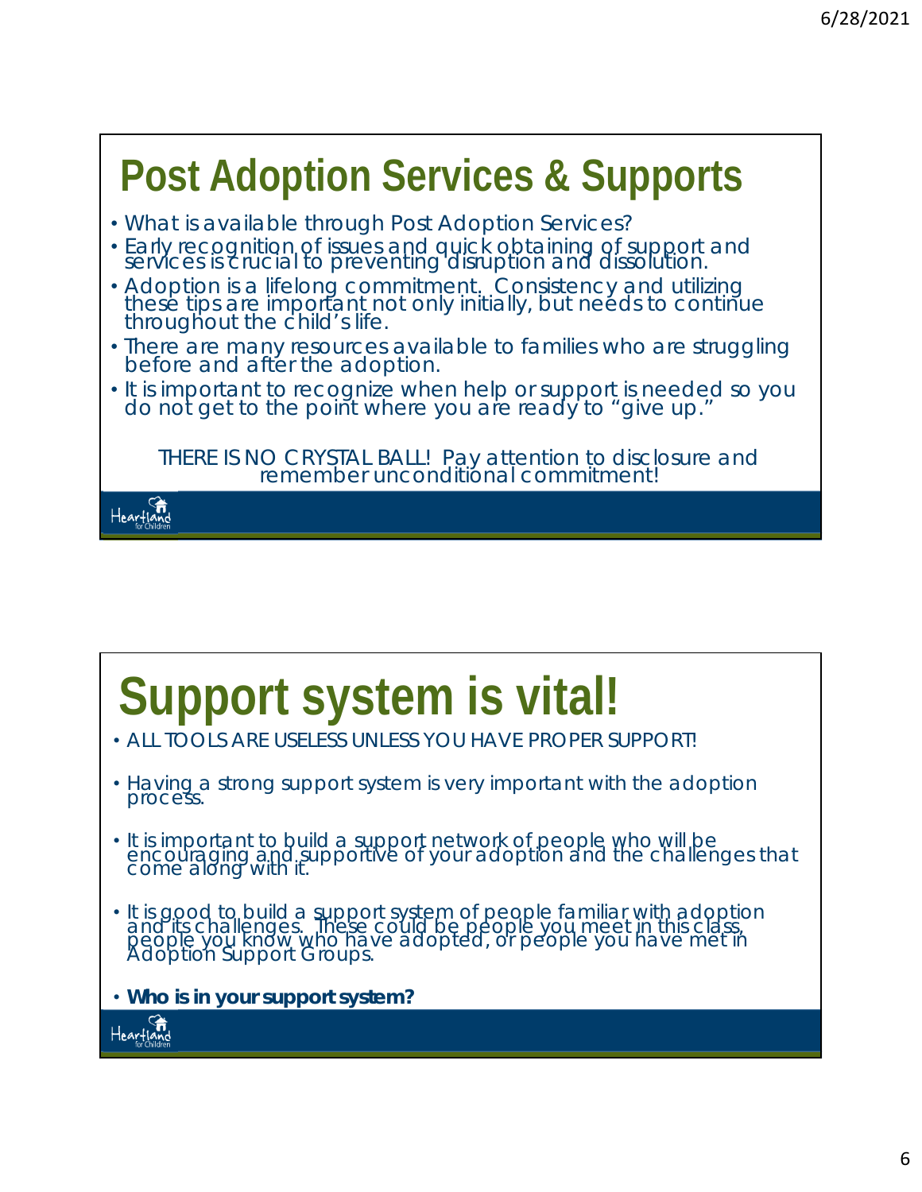# Post Adoption Services & Supports

- What is available through Post Adoption Services?
- Early recognition of issues and quick obtaining of support and services is crucial to preventing disruption and dissolution.
- Adoption is a lifelong commitment. Consistency and utilizing these tips are important not only initially, but needs to continue throughout the child's life.
- There are many resources available to families who are struggling before and after the adoption.
- It is important to recognize when help or support is needed so you do not get to the point where you are ready to "give up."

THERE IS NO CRYSTAL BALL! Pay attention to disclosure and remember unconditional commitment!

# Support system is vital!

- ALL TOOLS ARE USELESS UNLESS YOU HAVE PROPER SUPPORT!
- Having a strong support system is very important with the adoption process.
- It is important to build a support network of people who will be encouraging and supportive of your adoption and the challenges that come along with it.
- It is good to build a support system of people familiar with adoption and its challenges. These could be people you meet in this class, people you know who have adopted, or people you have met in Adoption Support Groups.
- **Who is in your support system?**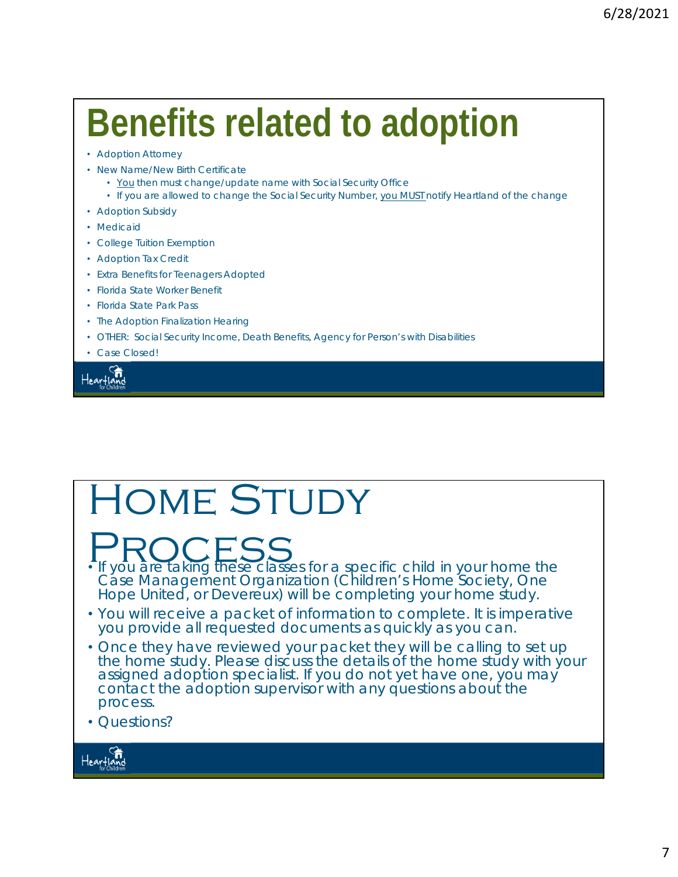# Benefits related to adoption

- Adoption Attorney
- New Name/New Birth Certificate
  - You then must change/update name with Social Security Office
  - If you are allowed to change the Social Security Number, you MUST notify Heartland of the change
- Adoption Subsidy
- Medicaid
- College Tuition Exemption
- Adoption Tax Credit
- Extra Benefits for Teenagers Adopted
- Florida State Worker Benefit
- Florida State Park Pass
- The Adoption Finalization Hearing
- OTHER: Social Security Income, Death Benefits, Agency for Person's with Disabilities
- Case Closed!

Heartland for Children

# Home Study Process

- If you are taking these classes for a specific child in your home the Case Management Organization (Children's Home Society, One Hope United, or Devereux) will be completing your home study.
- You will receive a packet of information to complete. It is imperative you provide all requested documents as quickly as you can.
- Once they have reviewed your packet they will be calling to set up the home study. Please discuss the details of the home study with your assigned adoption specialist. If you do not yet have one, you may contact the adoption supervisor with any questions about the process.
- Questions?

Heartland for Children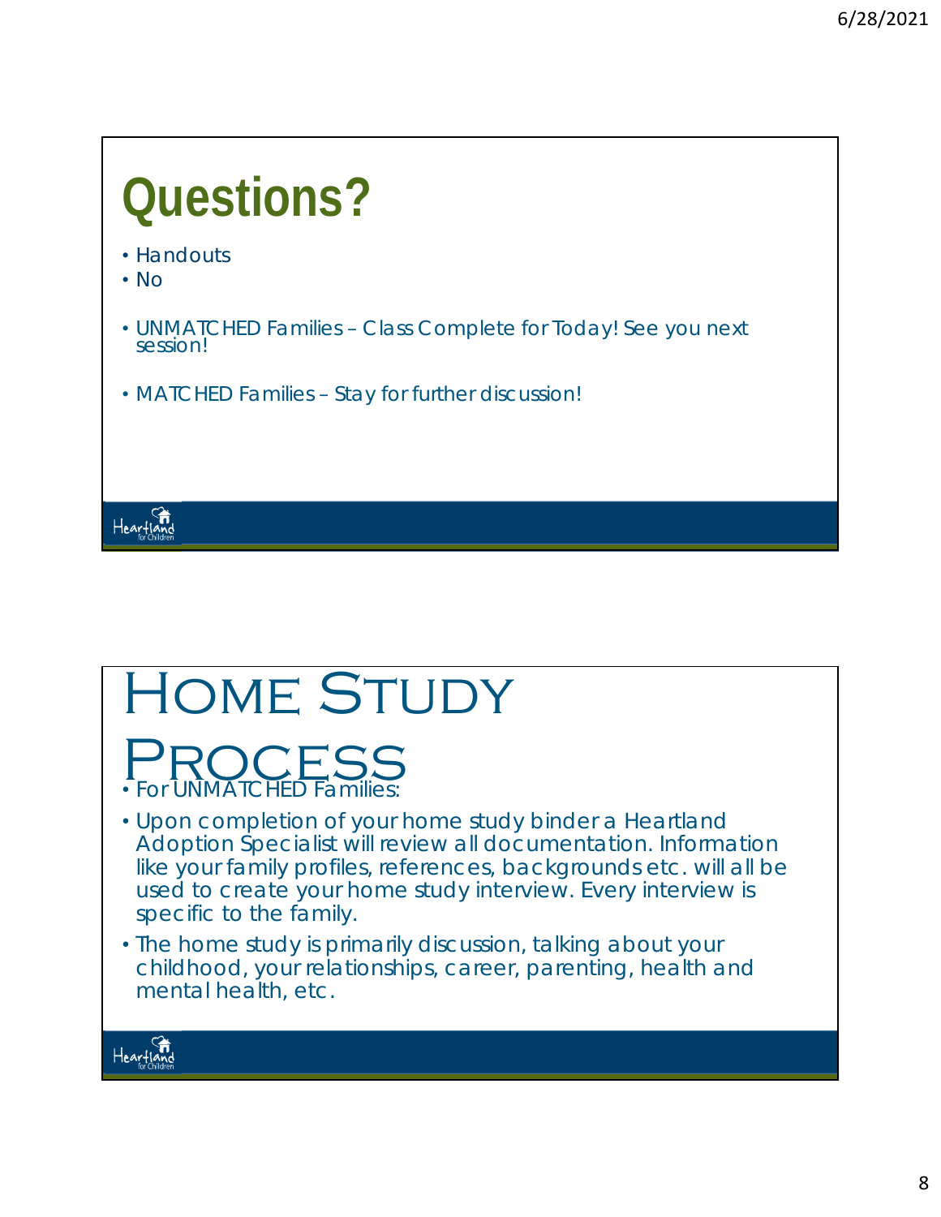# Questions?

- Handouts
- No
- UNMATCHED Families – Class Complete for Today! See you next session!
- MATCHED Families – Stay for further discussion!

# Home Study Process

- For UNMATCHED Families:
- Upon completion of your home study binder a Heartland Adoption Specialist will review all documentation. Information like your family profiles, references, backgrounds etc. will all be used to create your home study interview. Every interview is specific to the family.
- The home study is primarily discussion, talking about your childhood, your relationships, career, parenting, health and mental health, etc.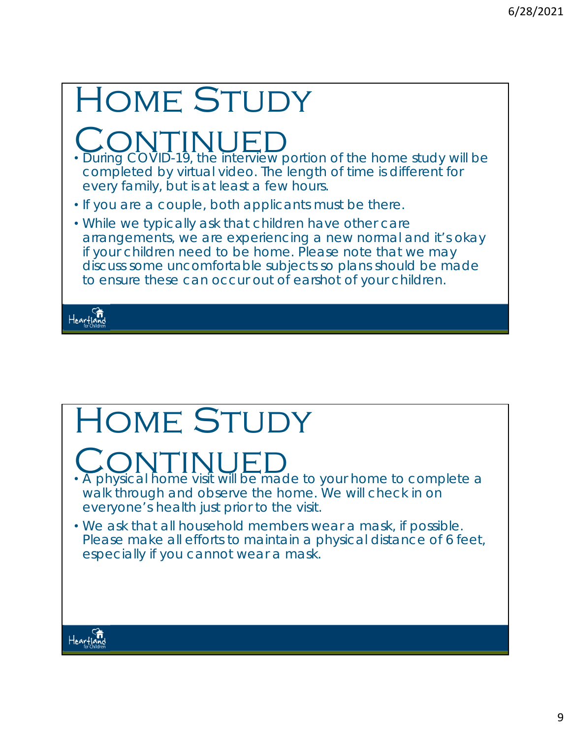# Home Study Continued

- During COVID-19, the interview portion of the home study will be completed by virtual video. The length of time is different for every family, but is at least a few hours.
- If you are a couple, both applicants must be there.
- While we typically ask that children have other care arrangements, we are experiencing a new normal and it's okay if your children need to be home. Please note that we may discuss some uncomfortable subjects so plans should be made to ensure these can occur out of earshot of your children.

# Home Study Continued

- A physical home visit will be made to your home to complete a walk through and observe the home. We will check in on everyone's health just prior to the visit.
- We ask that all household members wear a mask, if possible. Please make all efforts to maintain a physical distance of 6 feet, especially if you cannot wear a mask.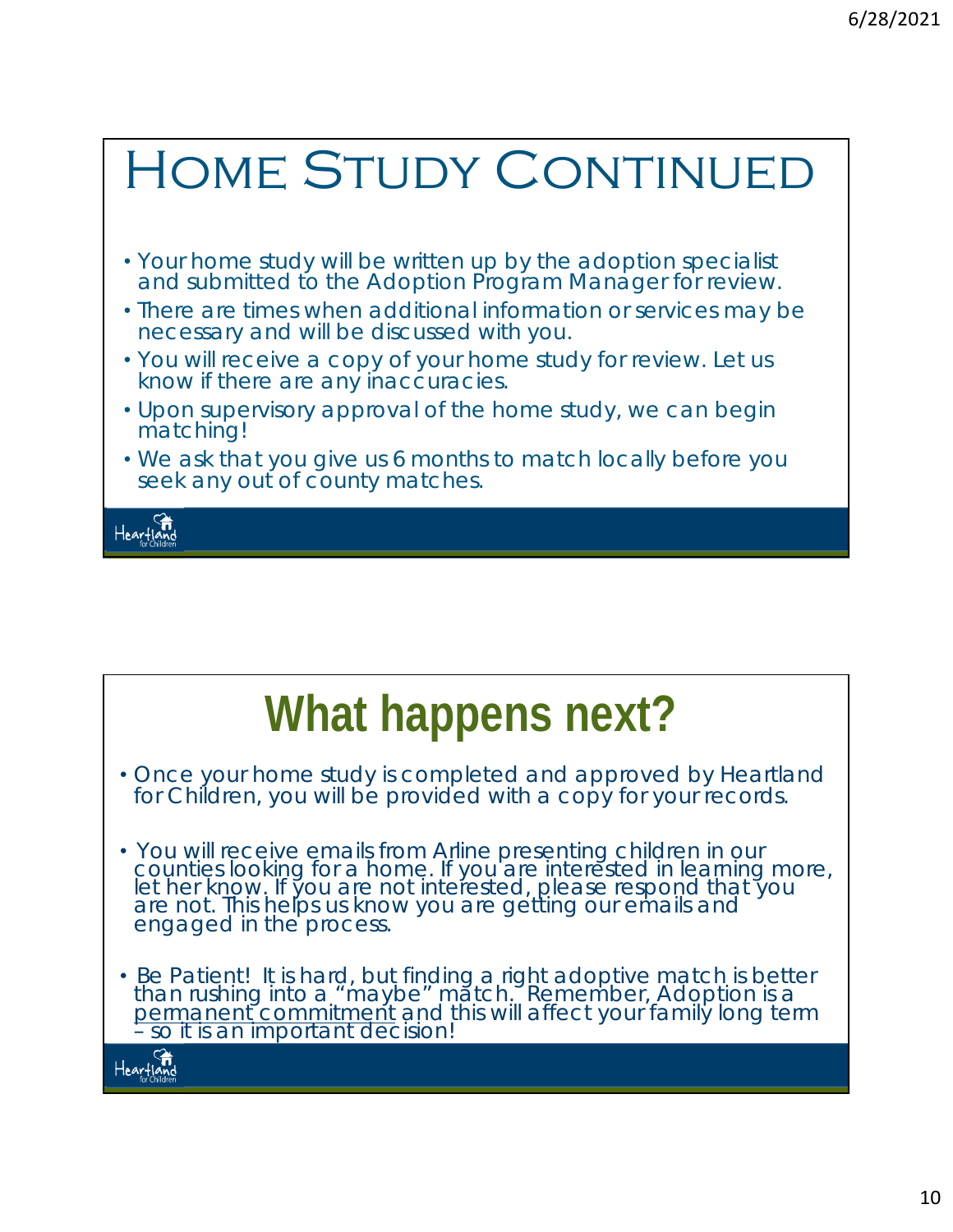# Home Study Continued

- Your home study will be written up by the adoption specialist and submitted to the Adoption Program Manager for review.
- There are times when additional information or services may be necessary and will be discussed with you.
- You will receive a copy of your home study for review. Let us know if there are any inaccuracies.
- Upon supervisory approval of the home study, we can begin matching!
- We ask that you give us 6 months to match locally before you seek any out of county matches.

Heartland for Children

# What happens next?

- Once your home study is completed and approved by Heartland for Children, you will be provided with a copy for your records.
- You will receive emails from Arline presenting children in our counties looking for a home. If you are interested in learning more, let her know. If you are not interested, please respond that you are not. This helps us know you are getting our emails and engaged in the process.
- Be Patient! It is hard, but finding a right adoptive match is better than rushing into a "maybe" match. Remember, Adoption is a <u>permanent commitment</u> and this will affect your family long term – so it is an important decision!

Heartland for Children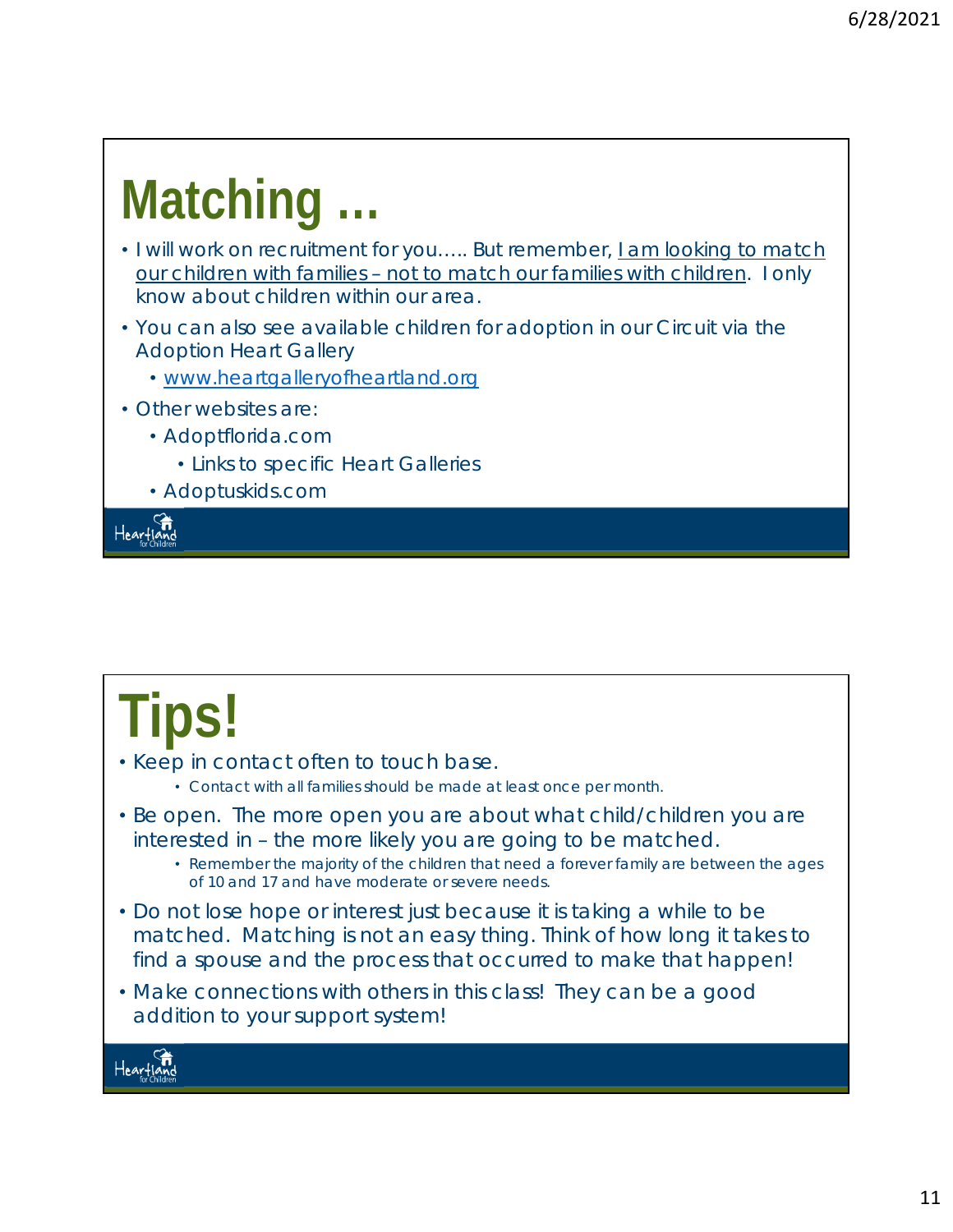# Matching …

- I will work on recruitment for you….. But remember, I am looking to match our children with families – not to match our families with children. I only know about children within our area.
- You can also see available children for adoption in our Circuit via the Adoption Heart Gallery
  - www.heartgalleryofheartland.org
- Other websites are:
  - Adoptflorida.com
    - Links to specific Heart Galleries
  - Adoptuskids.com

# Tips!

- Keep in contact often to touch base.
  - Contact with all families should be made at least once per month.
- Be open. The more open you are about what child/children you are interested in – the more likely you are going to be matched.
  - Remember the majority of the children that need a forever family are between the ages of 10 and 17 and have moderate or severe needs.
- Do not lose hope or interest just because it is taking a while to be matched. Matching is not an easy thing. Think of how long it takes to find a spouse and the process that occurred to make that happen!
- Make connections with others in this class! They can be a good addition to your support system!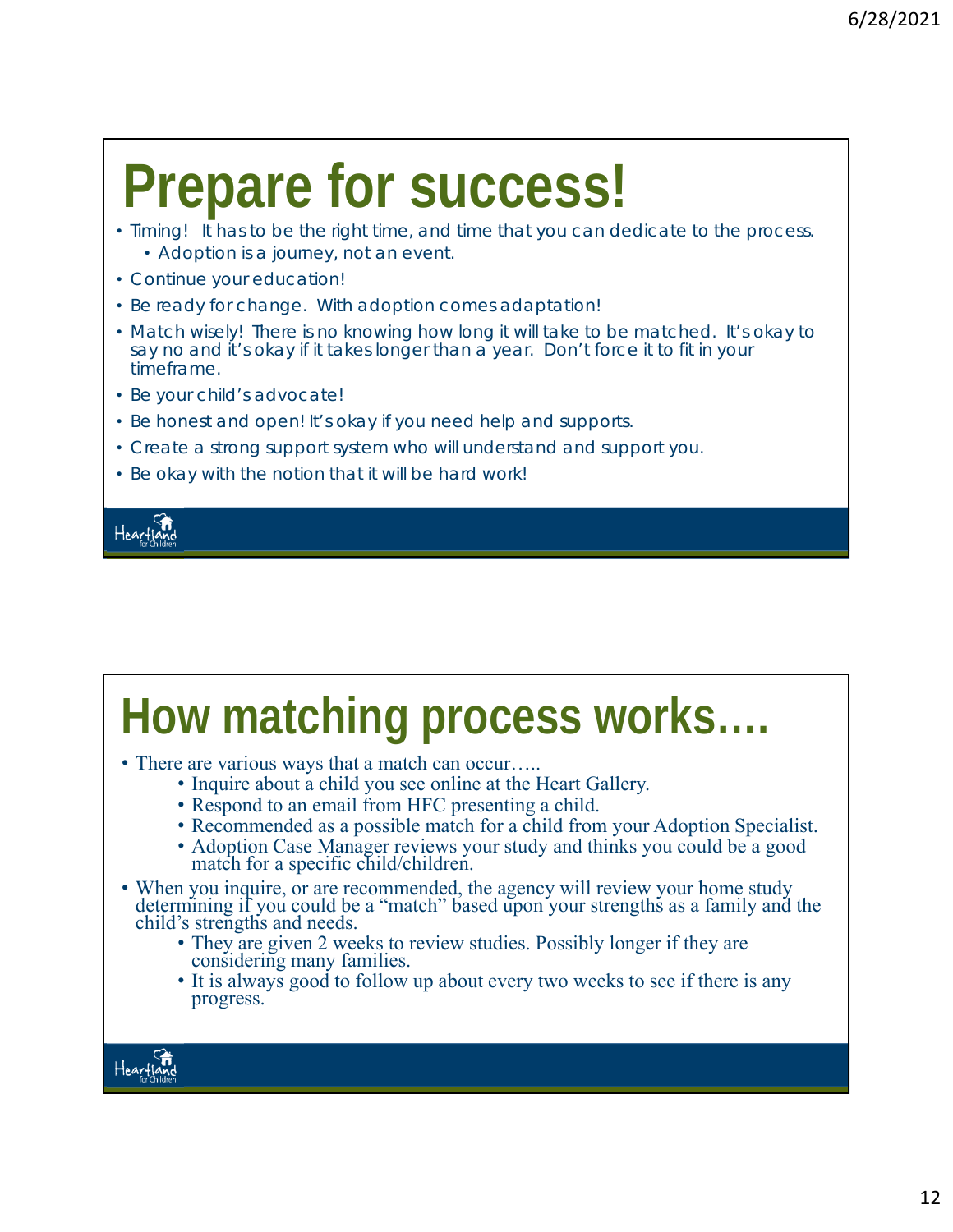# Prepare for success!

- Timing! It has to be the right time, and time that you can dedicate to the process.
  - Adoption is a journey, not an event.
- Continue your education!
- Be ready for change. With adoption comes adaptation!
- Match wisely! There is no knowing how long it will take to be matched. It's okay to say no and it's okay if it takes longer than a year. Don't force it to fit in your timeframe.
- Be your child's advocate!
- Be honest and open! It's okay if you need help and supports.
- Create a strong support system who will understand and support you.
- Be okay with the notion that it will be hard work!

# How matching process works….

- There are various ways that a match can occur…..
  - Inquire about a child you see online at the Heart Gallery.
  - Respond to an email from HFC presenting a child.
  - Recommended as a possible match for a child from your Adoption Specialist.
  - Adoption Case Manager reviews your study and thinks you could be a good match for a specific child/children.
- When you inquire, or are recommended, the agency will review your home study determining if you could be a "match" based upon your strengths as a family and the child's strengths and needs.
  - They are given 2 weeks to review studies. Possibly longer if they are considering many families.
  - It is always good to follow up about every two weeks to see if there is any progress.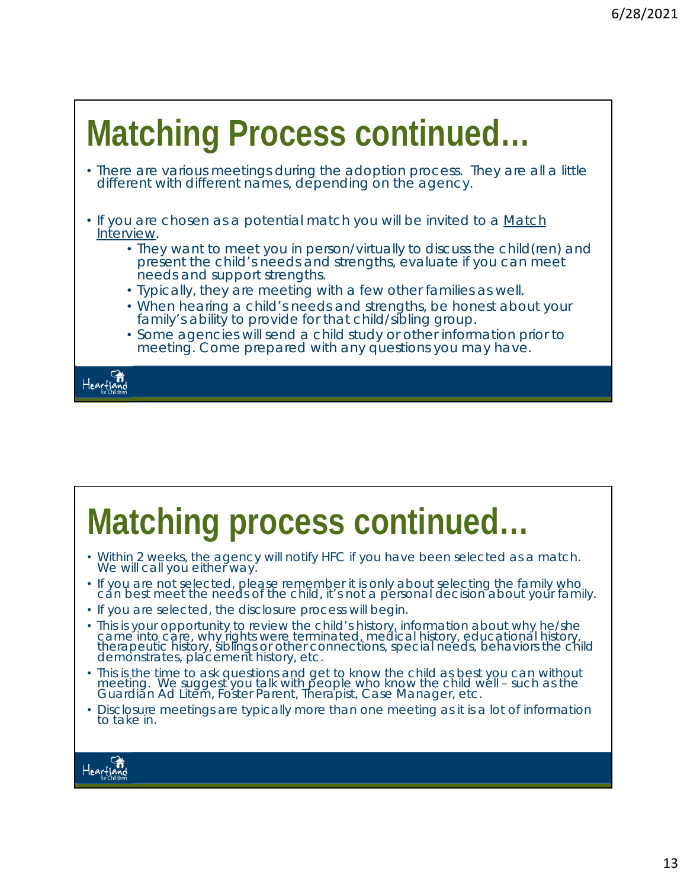# Matching Process continued…

- There are various meetings during the adoption process. They are all a little different with different names, depending on the agency.
- If you are chosen as a potential match you will be invited to a Match Interview.
  - They want to meet you in person/virtually to discuss the child(ren) and present the child's needs and strengths, evaluate if you can meet needs and support strengths.
  - Typically, they are meeting with a few other families as well.
  - When hearing a child's needs and strengths, be honest about your family's ability to provide for that child/sibling group.
  - Some agencies will send a child study or other information prior to meeting. Come prepared with any questions you may have.

# Matching process continued…

- Within 2 weeks, the agency will notify HFC if you have been selected as a match. We will call you either way.
- If you are not selected, please remember it is only about selecting the family who can best meet the needs of the child, it's not a personal decision about your family.
- If you are selected, the disclosure process will begin.
- This is your opportunity to review the child's history, information about why he/she came into care, why rights were terminated, medical history, educational history, therapeutic history, siblings or other connections, special needs, behaviors the child demonstrates, placement history, etc.
- This is the time to ask questions and get to know the child as best you can without meeting. We suggest you talk with people who know the child well – such as the Guardian Ad Litem, Foster Parent, Therapist, Case Manager, etc.
- Disclosure meetings are typically more than one meeting as it is a lot of information to take in.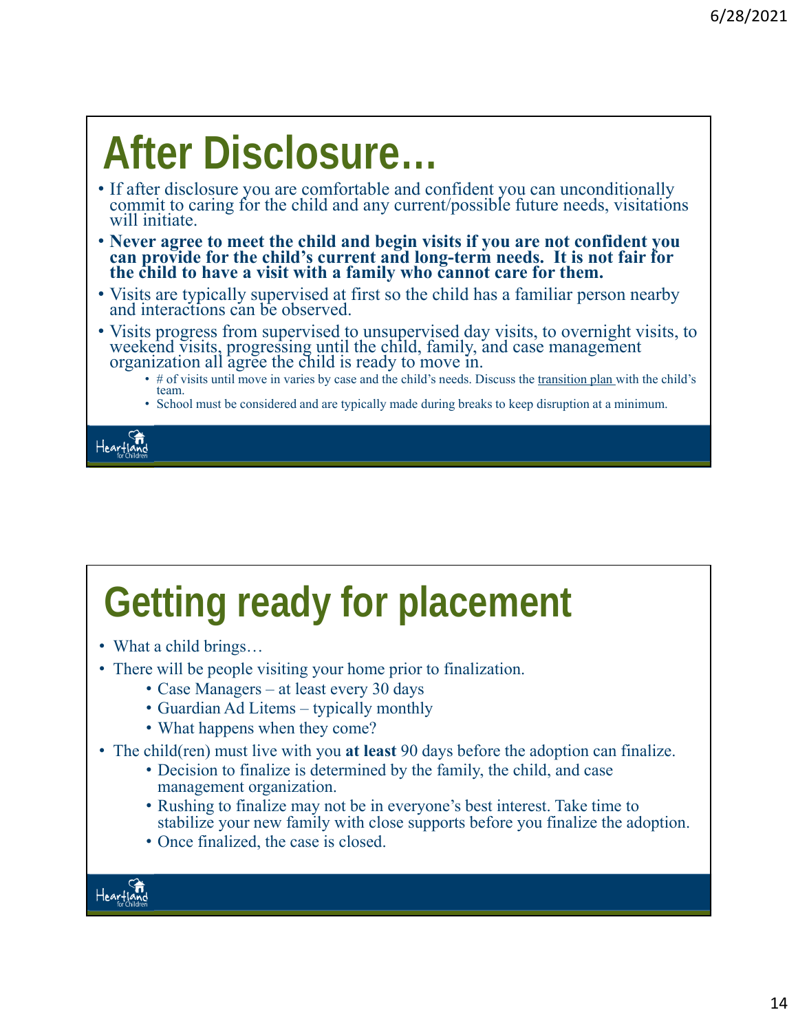# After Disclosure…

- If after disclosure you are comfortable and confident you can unconditionally commit to caring for the child and any current/possible future needs, visitations will initiate.
- **Never agree to meet the child and begin visits if you are not confident you can provide for the child's current and long-term needs. It is not fair for the child to have a visit with a family who cannot care for them.**
- Visits are typically supervised at first so the child has a familiar person nearby and interactions can be observed.
- Visits progress from supervised to unsupervised day visits, to overnight visits, to weekend visits, progressing until the child, family, and case management organization all agree the child is ready to move in.
  - # of visits until move in varies by case and the child's needs. Discuss the transition plan with the child's team.
  - School must be considered and are typically made during breaks to keep disruption at a minimum.

# Getting ready for placement

- What a child brings…
- There will be people visiting your home prior to finalization.
  - Case Managers – at least every 30 days
  - Guardian Ad Litems – typically monthly
  - What happens when they come?
- The child(ren) must live with you **at least** 90 days before the adoption can finalize.
  - Decision to finalize is determined by the family, the child, and case management organization.
  - Rushing to finalize may not be in everyone's best interest. Take time to stabilize your new family with close supports before you finalize the adoption.
  - Once finalized, the case is closed.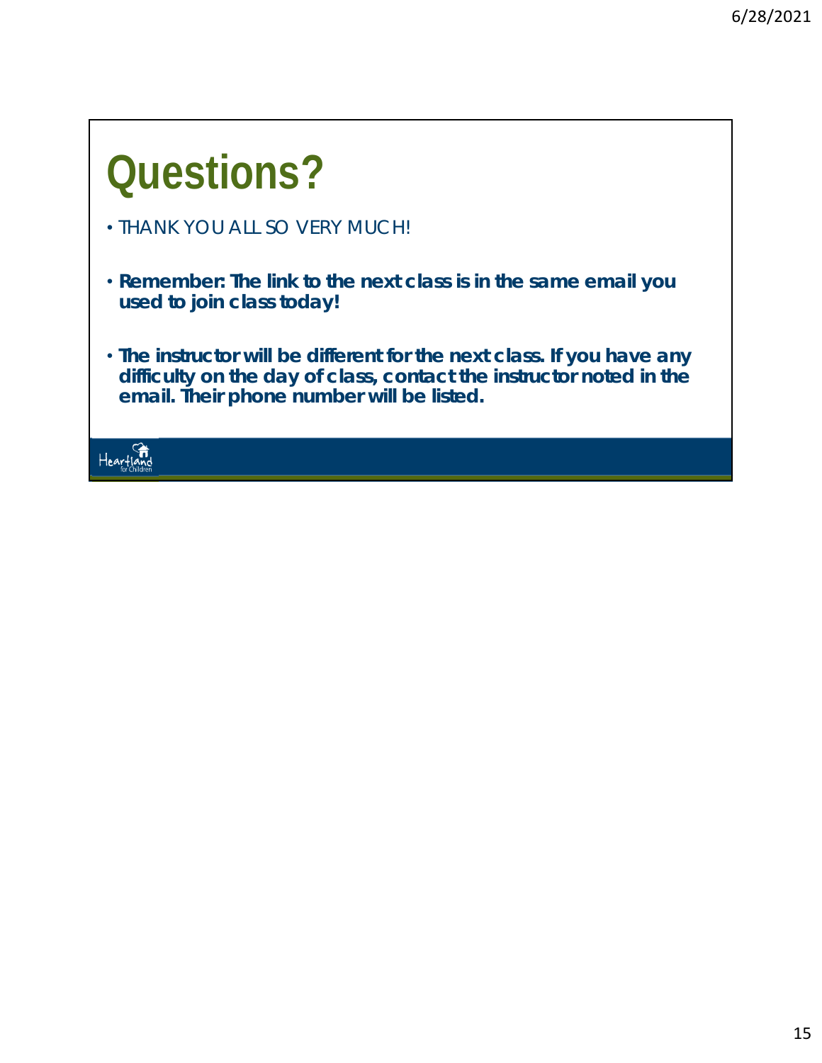# Questions?

- THANK YOU ALL SO VERY MUCH!
- **Remember: The link to the next class is in the same email you used to join class today!**
- **The instructor will be different for the next class. If you have any difficulty on the day of class, contact the instructor noted in the email. Their phone number will be listed.**

Heartland for Children